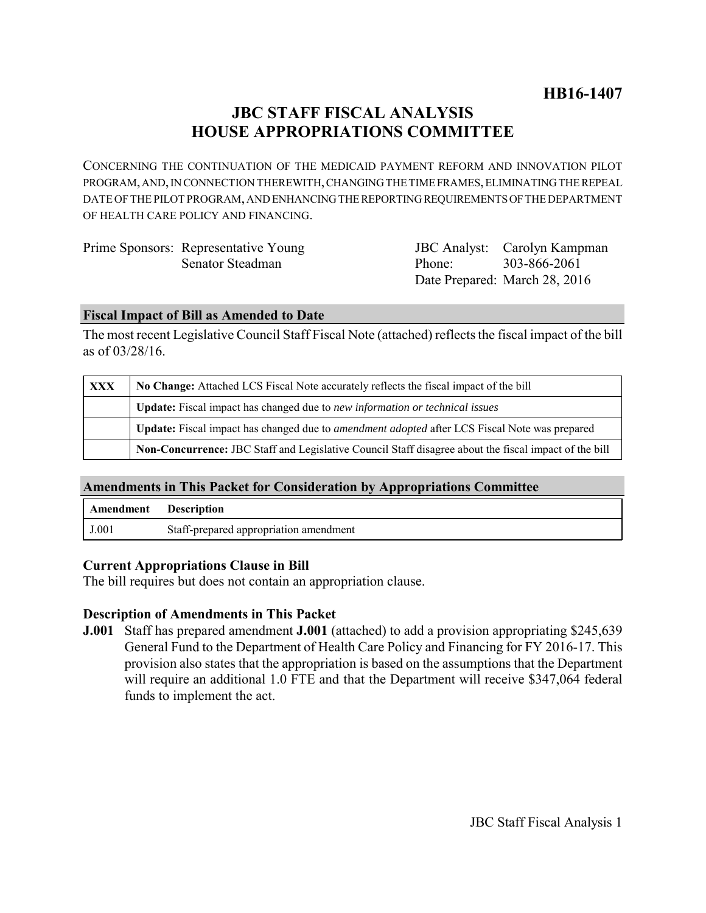**HB16-1407**

# JBC STAFF FISCAL ANALYSIS
# HOUSE APPROPRIATIONS COMMITTEE

CONCERNING THE CONTINUATION OF THE MEDICAID PAYMENT REFORM AND INNOVATION PILOT PROGRAM, AND, IN CONNECTION THEREWITH, CHANGING THE TIME FRAMES, ELIMINATING THE REPEAL DATE OF THE PILOT PROGRAM, AND ENHANCING THE REPORTING REQUIREMENTS OF THE DEPARTMENT OF HEALTH CARE POLICY AND FINANCING.

| | | | |
|---|---|---|---|
| Prime Sponsors: | Representative Young | JBC Analyst: | Carolyn Kampman |
| | Senator Steadman | Phone: | 303-866-2061 |
| | | Date Prepared: | March 28, 2016 |

## Fiscal Impact of Bill as Amended to Date

The most recent Legislative Council Staff Fiscal Note (attached) reflects the fiscal impact of the bill as of 03/28/16.

| | |
|---|---|
| XXX | **No Change:** Attached LCS Fiscal Note accurately reflects the fiscal impact of the bill |
| | **Update:** Fiscal impact has changed due to *new information or technical issues* |
| | **Update:** Fiscal impact has changed due to *amendment adopted* after LCS Fiscal Note was prepared |
| | **Non-Concurrence:** JBC Staff and Legislative Council Staff disagree about the fiscal impact of the bill |

## Amendments in This Packet for Consideration by Appropriations Committee

| Amendment | Description |
|---|---|
| J.001 | Staff-prepared appropriation amendment |

### Current Appropriations Clause in Bill

The bill requires but does not contain an appropriation clause.

### Description of Amendments in This Packet

**J.001** Staff has prepared amendment **J.001** (attached) to add a provision appropriating $245,639 General Fund to the Department of Health Care Policy and Financing for FY 2016-17. This provision also states that the appropriation is based on the assumptions that the Department will require an additional 1.0 FTE and that the Department will receive $347,064 federal funds to implement the act.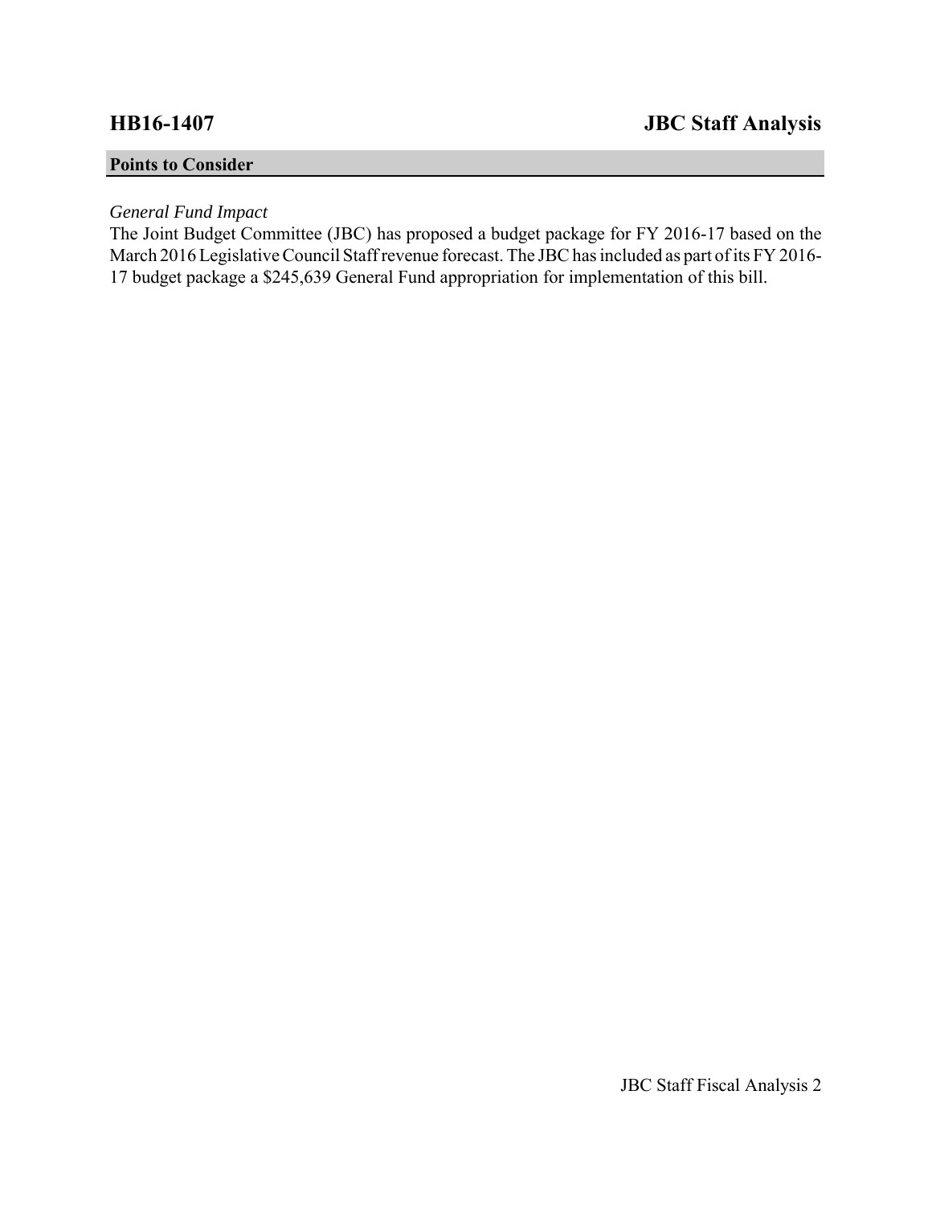## Points to Consider

*General Fund Impact*

The Joint Budget Committee (JBC) has proposed a budget package for FY 2016-17 based on the March 2016 Legislative Council Staff revenue forecast. The JBC has included as part of its FY 2016-17 budget package a $245,639 General Fund appropriation for implementation of this bill.